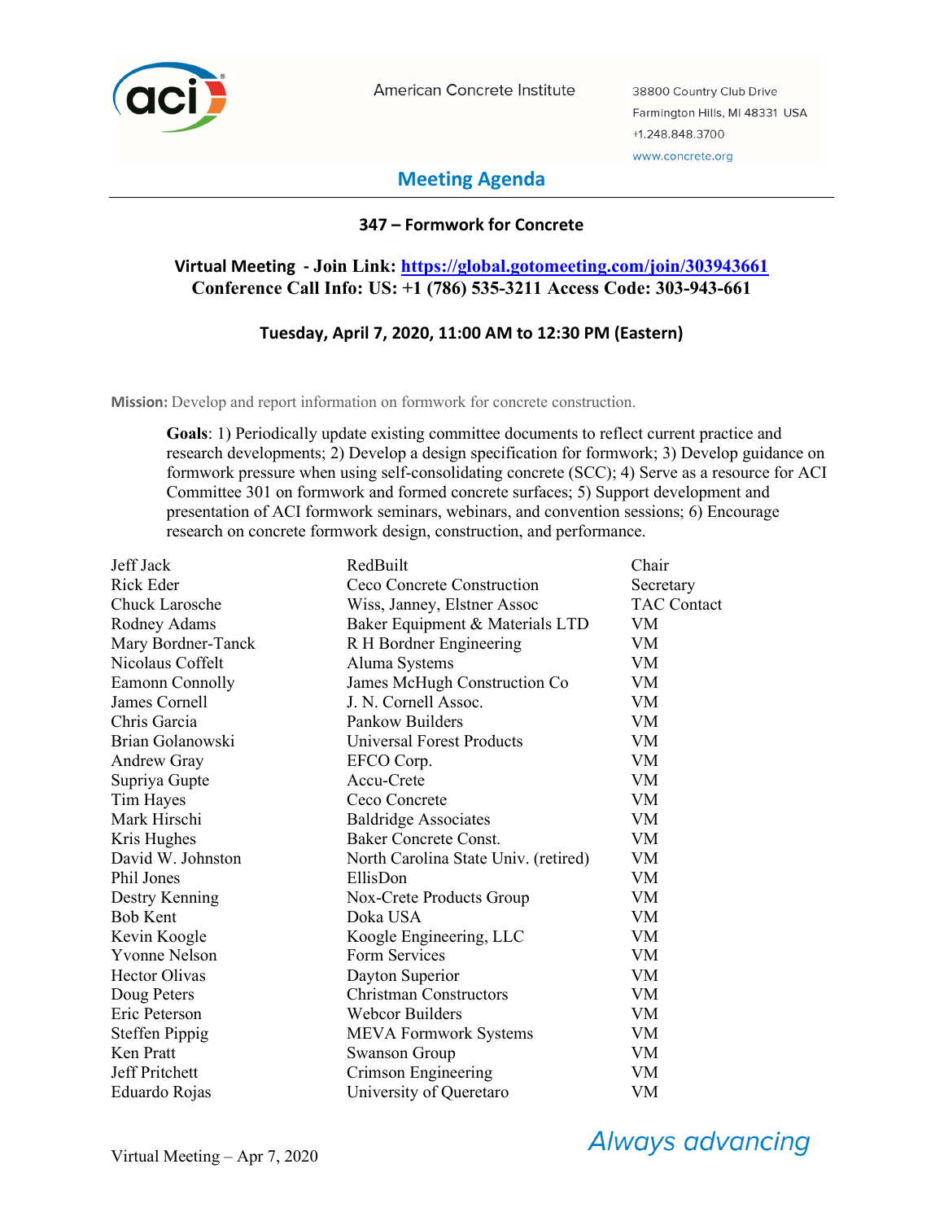American Concrete Institute

38800 Country Club Drive
Farmington Hills, MI 48331 USA
+1.248.848.3700
www.concrete.org

## Meeting Agenda

### 347 – Formwork for Concrete

**Virtual Meeting - Join Link: https://global.gotomeeting.com/join/303943661**
**Conference Call Info: US: +1 (786) 535-3211 Access Code: 303-943-661**

**Tuesday, April 7, 2020, 11:00 AM to 12:30 PM (Eastern)**

**Mission:** Develop and report information on formwork for concrete construction.

**Goals**: 1) Periodically update existing committee documents to reflect current practice and research developments; 2) Develop a design specification for formwork; 3) Develop guidance on formwork pressure when using self-consolidating concrete (SCC); 4) Serve as a resource for ACI Committee 301 on formwork and formed concrete surfaces; 5) Support development and presentation of ACI formwork seminars, webinars, and convention sessions; 6) Encourage research on concrete formwork design, construction, and performance.

| | | |
|---|---|---|
| Jeff Jack | RedBuilt | Chair |
| Rick Eder | Ceco Concrete Construction | Secretary |
| Chuck Larosche | Wiss, Janney, Elstner Assoc | TAC Contact |
| Rodney Adams | Baker Equipment & Materials LTD | VM |
| Mary Bordner-Tanck | R H Bordner Engineering | VM |
| Nicolaus Coffelt | Aluma Systems | VM |
| Eamonn Connolly | James McHugh Construction Co | VM |
| James Cornell | J. N. Cornell Assoc. | VM |
| Chris Garcia | Pankow Builders | VM |
| Brian Golanowski | Universal Forest Products | VM |
| Andrew Gray | EFCO Corp. | VM |
| Supriya Gupte | Accu-Crete | VM |
| Tim Hayes | Ceco Concrete | VM |
| Mark Hirschi | Baldridge Associates | VM |
| Kris Hughes | Baker Concrete Const. | VM |
| David W. Johnston | North Carolina State Univ. (retired) | VM |
| Phil Jones | EllisDon | VM |
| Destry Kenning | Nox-Crete Products Group | VM |
| Bob Kent | Doka USA | VM |
| Kevin Koogle | Koogle Engineering, LLC | VM |
| Yvonne Nelson | Form Services | VM |
| Hector Olivas | Dayton Superior | VM |
| Doug Peters | Christman Constructors | VM |
| Eric Peterson | Webcor Builders | VM |
| Steffen Pippig | MEVA Formwork Systems | VM |
| Ken Pratt | Swanson Group | VM |
| Jeff Pritchett | Crimson Engineering | VM |
| Eduardo Rojas | University of Queretaro | VM |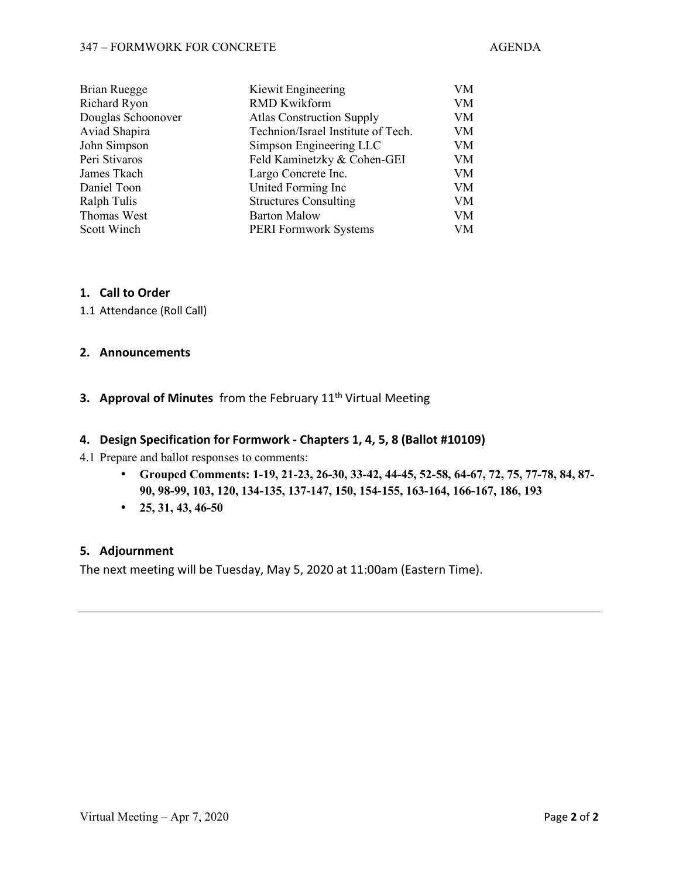| | | |
|---|---|---|
| Brian Ruegge | Kiewit Engineering | VM |
| Richard Ryon | RMD Kwikform | VM |
| Douglas Schoonover | Atlas Construction Supply | VM |
| Aviad Shapira | Technion/Israel Institute of Tech. | VM |
| John Simpson | Simpson Engineering LLC | VM |
| Peri Stivaros | Feld Kaminetzky & Cohen-GEI | VM |
| James Tkach | Largo Concrete Inc. | VM |
| Daniel Toon | United Forming Inc | VM |
| Ralph Tulis | Structures Consulting | VM |
| Thomas West | Barton Malow | VM |
| Scott Winch | PERI Formwork Systems | VM |

## 1. Call to Order

1.1 Attendance (Roll Call)

## 2. Announcements

## 3. Approval of Minutes from the February 11th Virtual Meeting

## 4. Design Specification for Formwork - Chapters 1, 4, 5, 8 (Ballot #10109)

4.1 Prepare and ballot responses to comments:

- **Grouped Comments: 1-19, 21-23, 26-30, 33-42, 44-45, 52-58, 64-67, 72, 75, 77-78, 84, 87-90, 98-99, 103, 120, 134-135, 137-147, 150, 154-155, 163-164, 166-167, 186, 193**
- **25, 31, 43, 46-50**

## 5. Adjournment

The next meeting will be Tuesday, May 5, 2020 at 11:00am (Eastern Time).